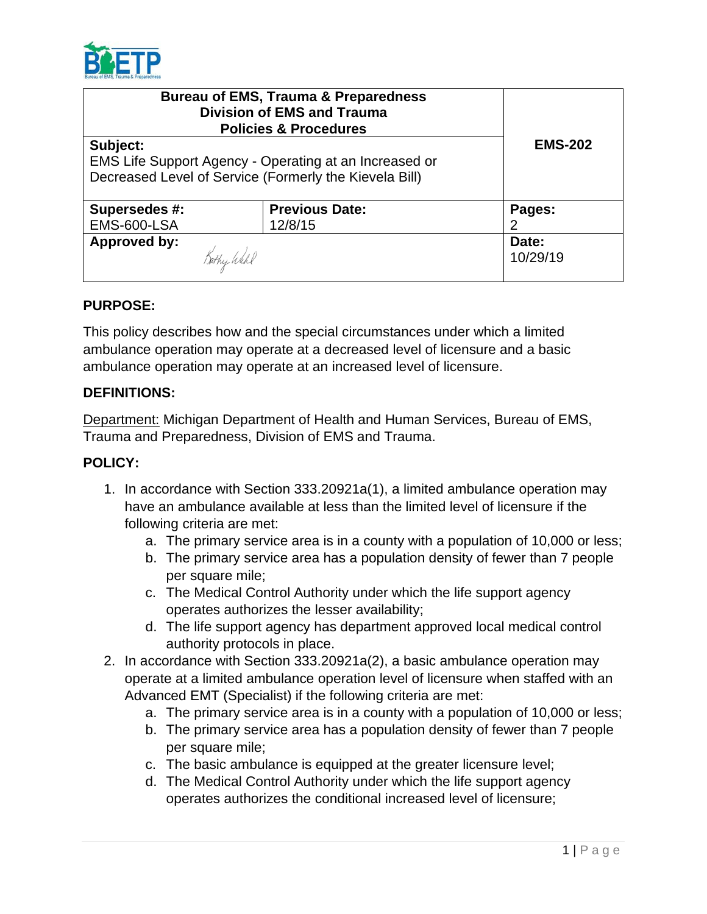| Bureau of EMS, Trauma & Preparedness<br>Division of EMS and Trauma<br>Policies & Procedures | | EMS-202 |
|---|---|---|
| **Subject:**<br>EMS Life Support Agency - Operating at an Increased or Decreased Level of Service (Formerly the Kievela Bill) | | |
| **Supersedes #:**<br>EMS-600-LSA | **Previous Date:**<br>12/8/15 | **Pages:**<br>2 |
| **Approved by:**<br>Kathy Wahl | | **Date:**<br>10/29/19 |

## PURPOSE:

This policy describes how and the special circumstances under which a limited ambulance operation may operate at a decreased level of licensure and a basic ambulance operation may operate at an increased level of licensure.

## DEFINITIONS:

Department: Michigan Department of Health and Human Services, Bureau of EMS, Trauma and Preparedness, Division of EMS and Trauma.

## POLICY:

1. In accordance with Section 333.20921a(1), a limited ambulance operation may have an ambulance available at less than the limited level of licensure if the following criteria are met:
   a. The primary service area is in a county with a population of 10,000 or less;
   b. The primary service area has a population density of fewer than 7 people per square mile;
   c. The Medical Control Authority under which the life support agency operates authorizes the lesser availability;
   d. The life support agency has department approved local medical control authority protocols in place.
2. In accordance with Section 333.20921a(2), a basic ambulance operation may operate at a limited ambulance operation level of licensure when staffed with an Advanced EMT (Specialist) if the following criteria are met:
   a. The primary service area is in a county with a population of 10,000 or less;
   b. The primary service area has a population density of fewer than 7 people per square mile;
   c. The basic ambulance is equipped at the greater licensure level;
   d. The Medical Control Authority under which the life support agency operates authorizes the conditional increased level of licensure;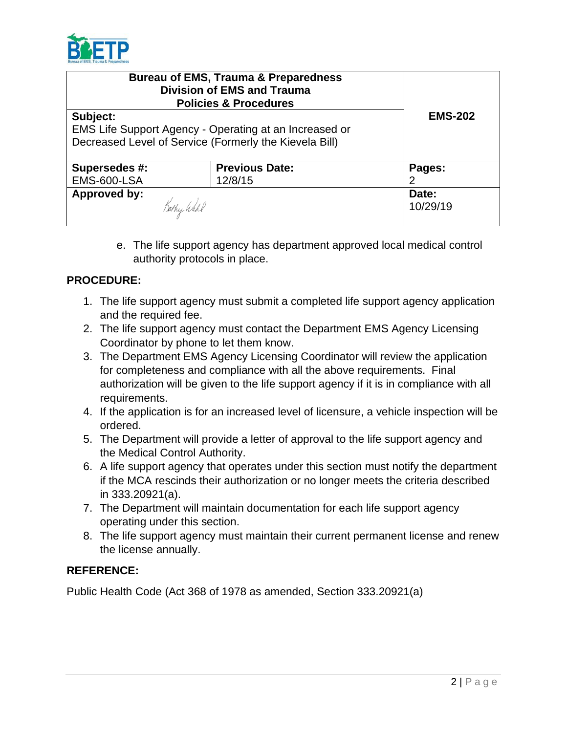| Bureau of EMS, Trauma & Preparedness<br>Division of EMS and Trauma<br>Policies & Procedures | | EMS-202 |
|---|---|---|
| **Subject:**<br>EMS Life Support Agency - Operating at an Increased or Decreased Level of Service (Formerly the Kievela Bill) | | |
| **Supersedes #:**<br>EMS-600-LSA | **Previous Date:**<br>12/8/15 | **Pages:**<br>2 |
| **Approved by:** Kathy Wahl | | **Date:**<br>10/29/19 |

e. The life support agency has department approved local medical control authority protocols in place.

**PROCEDURE:**

1. The life support agency must submit a completed life support agency application and the required fee.
2. The life support agency must contact the Department EMS Agency Licensing Coordinator by phone to let them know.
3. The Department EMS Agency Licensing Coordinator will review the application for completeness and compliance with all the above requirements. Final authorization will be given to the life support agency if it is in compliance with all requirements.
4. If the application is for an increased level of licensure, a vehicle inspection will be ordered.
5. The Department will provide a letter of approval to the life support agency and the Medical Control Authority.
6. A life support agency that operates under this section must notify the department if the MCA rescinds their authorization or no longer meets the criteria described in 333.20921(a).
7. The Department will maintain documentation for each life support agency operating under this section.
8. The life support agency must maintain their current permanent license and renew the license annually.

**REFERENCE:**

Public Health Code (Act 368 of 1978 as amended, Section 333.20921(a)